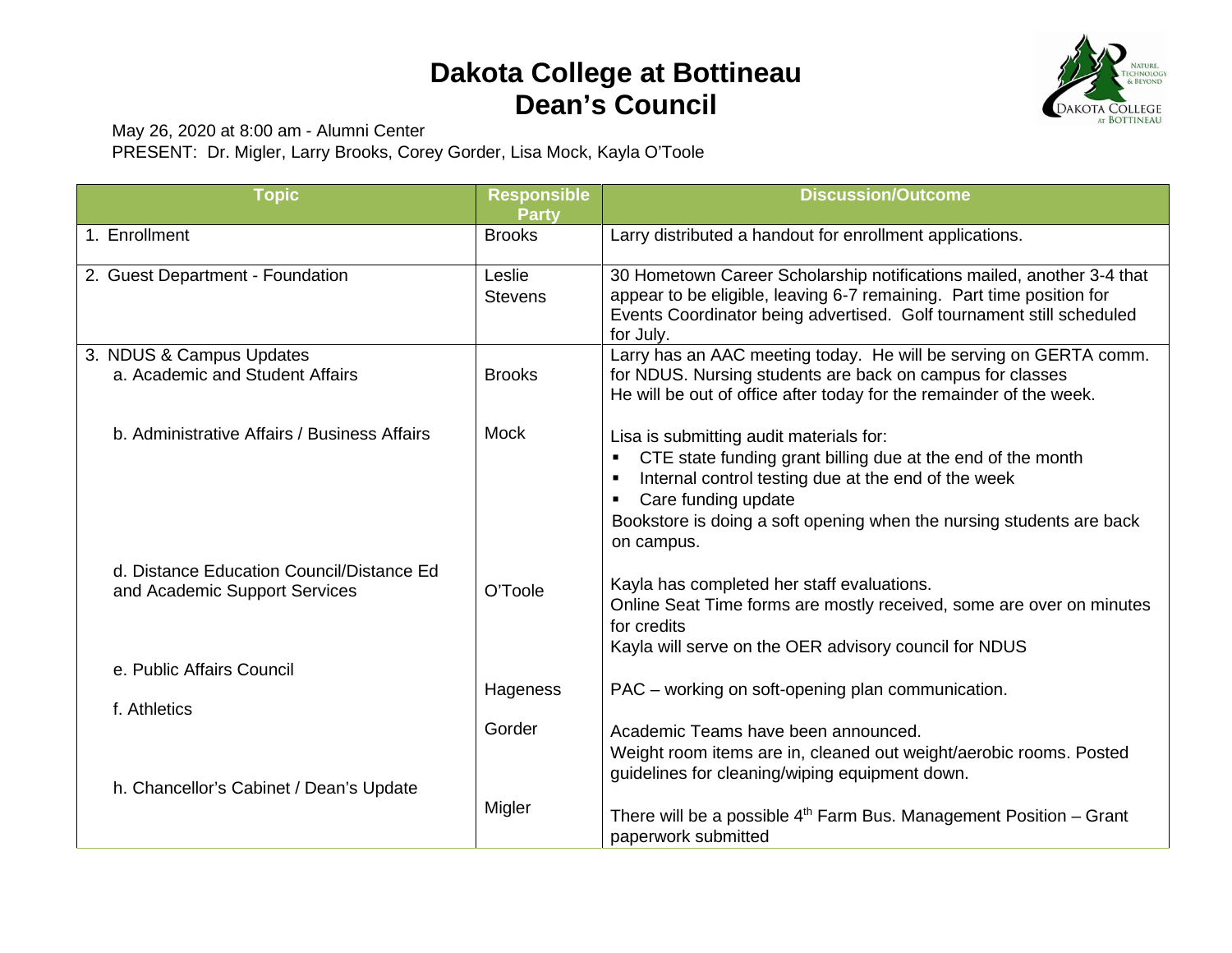# Dakota College at Bottineau
# Dean's Council

May 26, 2020 at 8:00 am - Alumni Center
PRESENT: Dr. Migler, Larry Brooks, Corey Gorder, Lisa Mock, Kayla O'Toole

| Topic | Responsible Party | Discussion/Outcome |
|---|---|---|
| 1. Enrollment | Brooks | Larry distributed a handout for enrollment applications. |
| 2. Guest Department - Foundation | Leslie Stevens | 30 Hometown Career Scholarship notifications mailed, another 3-4 that appear to be eligible, leaving 6-7 remaining. Part time position for Events Coordinator being advertised. Golf tournament still scheduled for July. |
| 3. NDUS & Campus Updates<br>a. Academic and Student Affairs | Brooks | Larry has an AAC meeting today. He will be serving on GERTA comm. for NDUS. Nursing students are back on campus for classes<br>He will be out of office after today for the remainder of the week. |
| b. Administrative Affairs / Business Affairs | Mock | Lisa is submitting audit materials for:<br>▪ CTE state funding grant billing due at the end of the month<br>▪ Internal control testing due at the end of the week<br>▪ Care funding update<br>Bookstore is doing a soft opening when the nursing students are back on campus. |
| d. Distance Education Council/Distance Ed and Academic Support Services | O'Toole | Kayla has completed her staff evaluations.<br>Online Seat Time forms are mostly received, some are over on minutes for credits<br>Kayla will serve on the OER advisory council for NDUS |
| e. Public Affairs Council | Hageness | PAC – working on soft-opening plan communication. |
| f. Athletics | Gorder | Academic Teams have been announced.<br>Weight room items are in, cleaned out weight/aerobic rooms. Posted guidelines for cleaning/wiping equipment down. |
| h. Chancellor's Cabinet / Dean's Update | Migler | There will be a possible 4th Farm Bus. Management Position – Grant paperwork submitted |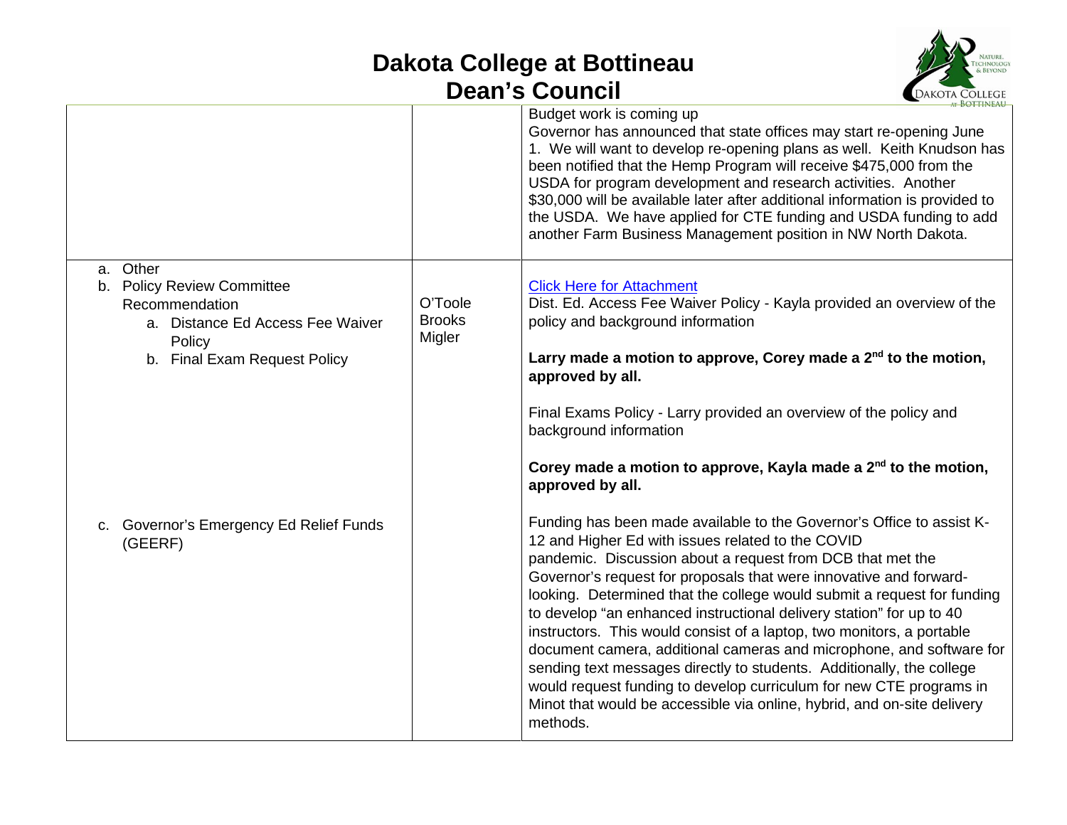# Dakota College at Bottineau
## Dean's Council

| | | |
|---|---|---|
| | | Budget work is coming up<br>Governor has announced that state offices may start re-opening June 1. We will want to develop re-opening plans as well. Keith Knudson has been notified that the Hemp Program will receive $475,000 from the USDA for program development and research activities. Another $30,000 will be available later after additional information is provided to the USDA. We have applied for CTE funding and USDA funding to add another Farm Business Management position in NW North Dakota. |
| a. Other<br>b. Policy Review Committee Recommendation<br>&nbsp;&nbsp;&nbsp;&nbsp;a. Distance Ed Access Fee Waiver Policy<br>&nbsp;&nbsp;&nbsp;&nbsp;b. Final Exam Request Policy<br><br><br><br><br><br>c. Governor's Emergency Ed Relief Funds (GEERF) | O'Toole<br>Brooks<br>Migler | Click Here for Attachment<br>Dist. Ed. Access Fee Waiver Policy - Kayla provided an overview of the policy and background information<br><br>**Larry made a motion to approve, Corey made a 2nd to the motion, approved by all.**<br><br>Final Exams Policy - Larry provided an overview of the policy and background information<br><br>**Corey made a motion to approve, Kayla made a 2nd to the motion, approved by all.**<br><br>Funding has been made available to the Governor's Office to assist K-12 and Higher Ed with issues related to the COVID pandemic. Discussion about a request from DCB that met the Governor's request for proposals that were innovative and forward-looking. Determined that the college would submit a request for funding to develop "an enhanced instructional delivery station" for up to 40 instructors. This would consist of a laptop, two monitors, a portable document camera, additional cameras and microphone, and software for sending text messages directly to students. Additionally, the college would request funding to develop curriculum for new CTE programs in Minot that would be accessible via online, hybrid, and on-site delivery methods. |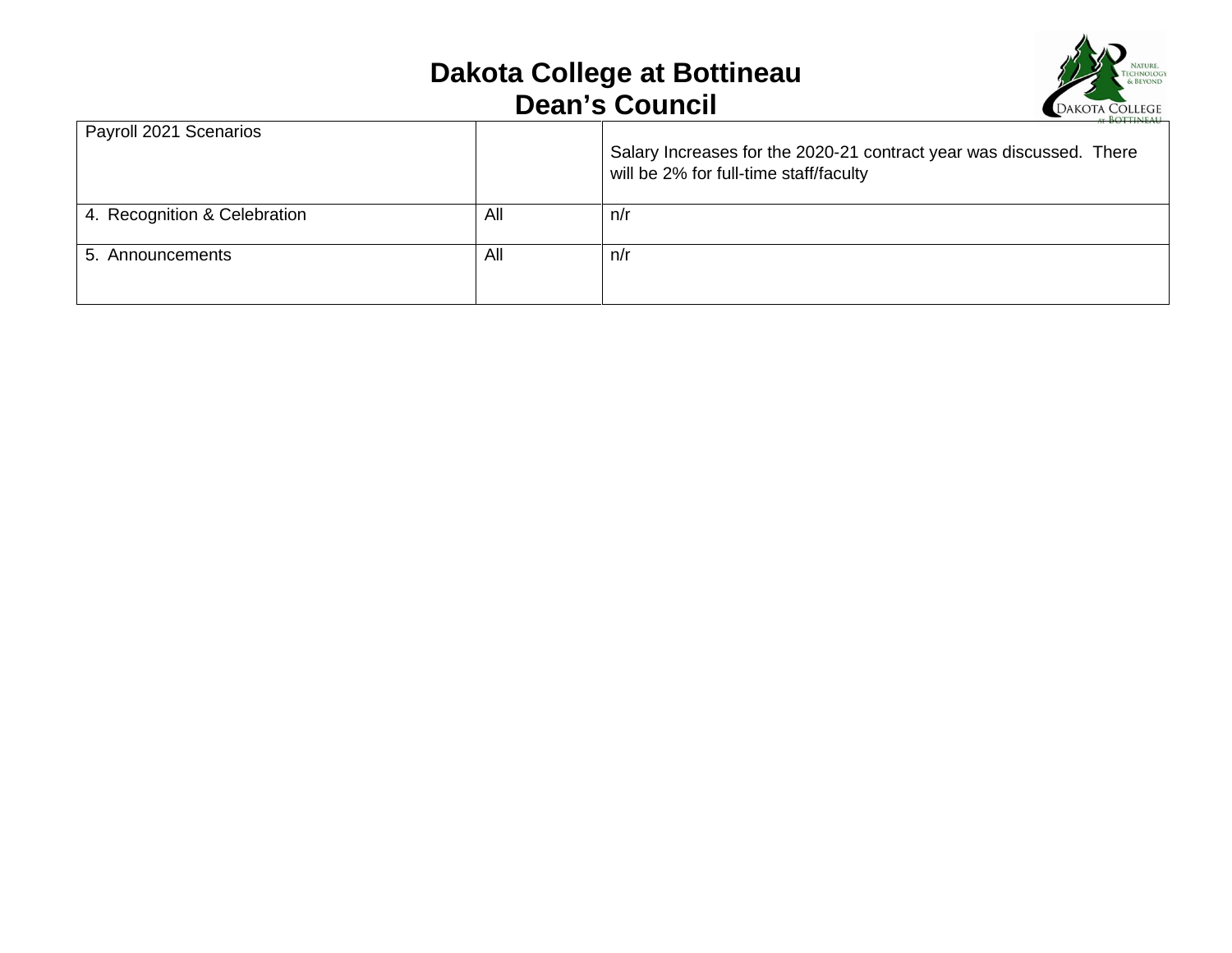# Dakota College at Bottineau
## Dean's Council

| | | |
|---|---|---|
| Payroll 2021 Scenarios | | Salary Increases for the 2020-21 contract year was discussed. There will be 2% for full-time staff/faculty |
| 4. Recognition & Celebration | All | n/r |
| 5. Announcements | All | n/r |